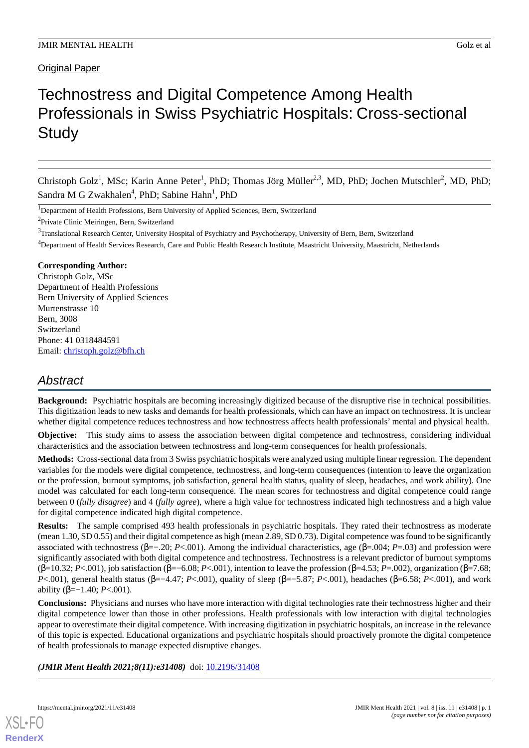Original Paper

# Technostress and Digital Competence Among Health Professionals in Swiss Psychiatric Hospitals: Cross-sectional Study

Christoph Golz[1], MSc; Karin Anne Peter[1], PhD; Thomas Jörg Müller[2,3], MD, PhD; Jochen Mutschler[2], MD, PhD; Sandra M G Zwakhalen[4], PhD; Sabine Hahn[1], PhD

[1]Department of Health Professions, Bern University of Applied Sciences, Bern, Switzerland

[2]Private Clinic Meiringen, Bern, Switzerland

[3]Translational Research Center, University Hospital of Psychiatry and Psychotherapy, University of Bern, Bern, Switzerland

[4]Department of Health Services Research, Care and Public Health Research Institute, Maastricht University, Maastricht, Netherlands

**Corresponding Author:**
Christoph Golz, MSc
Department of Health Professions
Bern University of Applied Sciences
Murtenstrasse 10
Bern, 3008
Switzerland
Phone: 41 0318484591
Email: christoph.golz@bfh.ch

## Abstract

**Background:** Psychiatric hospitals are becoming increasingly digitized because of the disruptive rise in technical possibilities. This digitization leads to new tasks and demands for health professionals, which can have an impact on technostress. It is unclear whether digital competence reduces technostress and how technostress affects health professionals' mental and physical health.

**Objective:** This study aims to assess the association between digital competence and technostress, considering individual characteristics and the association between technostress and long-term consequences for health professionals.

**Methods:** Cross-sectional data from 3 Swiss psychiatric hospitals were analyzed using multiple linear regression. The dependent variables for the models were digital competence, technostress, and long-term consequences (intention to leave the organization or the profession, burnout symptoms, job satisfaction, general health status, quality of sleep, headaches, and work ability). One model was calculated for each long-term consequence. The mean scores for technostress and digital competence could range between 0 (*fully disagree*) and 4 (*fully agree*), where a high value for technostress indicated high technostress and a high value for digital competence indicated high digital competence.

**Results:** The sample comprised 493 health professionals in psychiatric hospitals. They rated their technostress as moderate (mean 1.30, SD 0.55) and their digital competence as high (mean 2.89, SD 0.73). Digital competence was found to be significantly associated with technostress ($\beta$=−.20; *P*<.001). Among the individual characteristics, age ($\beta$=.004; *P*=.03) and profession were significantly associated with both digital competence and technostress. Technostress is a relevant predictor of burnout symptoms ($\beta$=10.32; *P*<.001), job satisfaction ($\beta$=−6.08; *P*<.001), intention to leave the profession ($\beta$=4.53; *P*=.002), organization ($\beta$=7.68; *P*<.001), general health status ($\beta$=−4.47; *P*<.001), quality of sleep ($\beta$=−5.87; *P*<.001), headaches ($\beta$=6.58; *P*<.001), and work ability ($\beta$=−1.40; *P*<.001).

**Conclusions:** Physicians and nurses who have more interaction with digital technologies rate their technostress higher and their digital competence lower than those in other professions. Health professionals with low interaction with digital technologies appear to overestimate their digital competence. With increasing digitization in psychiatric hospitals, an increase in the relevance of this topic is expected. Educational organizations and psychiatric hospitals should proactively promote the digital competence of health professionals to manage expected disruptive changes.

***(JMIR Ment Health 2021;8(11):e31408)*** doi: 10.2196/31408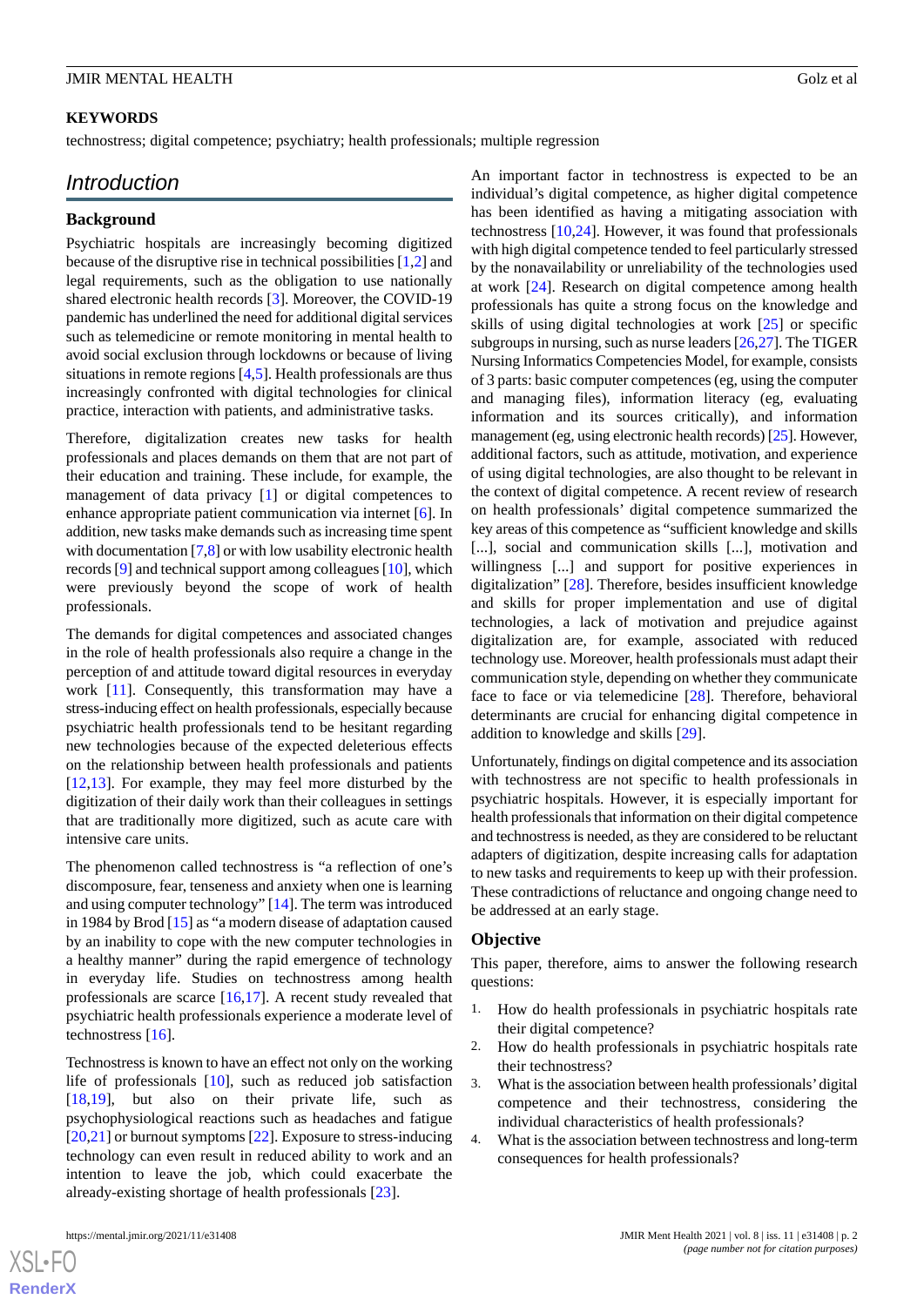**KEYWORDS**

technostress; digital competence; psychiatry; health professionals; multiple regression

## Introduction

### Background

Psychiatric hospitals are increasingly becoming digitized because of the disruptive rise in technical possibilities [1,2] and legal requirements, such as the obligation to use nationally shared electronic health records [3]. Moreover, the COVID-19 pandemic has underlined the need for additional digital services such as telemedicine or remote monitoring in mental health to avoid social exclusion through lockdowns or because of living situations in remote regions [4,5]. Health professionals are thus increasingly confronted with digital technologies for clinical practice, interaction with patients, and administrative tasks.

Therefore, digitalization creates new tasks for health professionals and places demands on them that are not part of their education and training. These include, for example, the management of data privacy [1] or digital competences to enhance appropriate patient communication via internet [6]. In addition, new tasks make demands such as increasing time spent with documentation [7,8] or with low usability electronic health records [9] and technical support among colleagues [10], which were previously beyond the scope of work of health professionals.

The demands for digital competences and associated changes in the role of health professionals also require a change in the perception of and attitude toward digital resources in everyday work [11]. Consequently, this transformation may have a stress-inducing effect on health professionals, especially because psychiatric health professionals tend to be hesitant regarding new technologies because of the expected deleterious effects on the relationship between health professionals and patients [12,13]. For example, they may feel more disturbed by the digitization of their daily work than their colleagues in settings that are traditionally more digitized, such as acute care with intensive care units.

The phenomenon called technostress is "a reflection of one's discomposure, fear, tenseness and anxiety when one is learning and using computer technology" [14]. The term was introduced in 1984 by Brod [15] as "a modern disease of adaptation caused by an inability to cope with the new computer technologies in a healthy manner" during the rapid emergence of technology in everyday life. Studies on technostress among health professionals are scarce [16,17]. A recent study revealed that psychiatric health professionals experience a moderate level of technostress [16].

Technostress is known to have an effect not only on the working life of professionals [10], such as reduced job satisfaction [18,19], but also on their private life, such as psychophysiological reactions such as headaches and fatigue [20,21] or burnout symptoms [22]. Exposure to stress-inducing technology can even result in reduced ability to work and an intention to leave the job, which could exacerbate the already-existing shortage of health professionals [23].

An important factor in technostress is expected to be an individual's digital competence, as higher digital competence has been identified as having a mitigating association with technostress [10,24]. However, it was found that professionals with high digital competence tended to feel particularly stressed by the nonavailability or unreliability of the technologies used at work [24]. Research on digital competence among health professionals has quite a strong focus on the knowledge and skills of using digital technologies at work [25] or specific subgroups in nursing, such as nurse leaders [26,27]. The TIGER Nursing Informatics Competencies Model, for example, consists of 3 parts: basic computer competences (eg, using the computer and managing files), information literacy (eg, evaluating information and its sources critically), and information management (eg, using electronic health records) [25]. However, additional factors, such as attitude, motivation, and experience of using digital technologies, are also thought to be relevant in the context of digital competence. A recent review of research on health professionals' digital competence summarized the key areas of this competence as "sufficient knowledge and skills [...], social and communication skills [...], motivation and willingness [...] and support for positive experiences in digitalization" [28]. Therefore, besides insufficient knowledge and skills for proper implementation and use of digital technologies, a lack of motivation and prejudice against digitalization are, for example, associated with reduced technology use. Moreover, health professionals must adapt their communication style, depending on whether they communicate face to face or via telemedicine [28]. Therefore, behavioral determinants are crucial for enhancing digital competence in addition to knowledge and skills [29].

Unfortunately, findings on digital competence and its association with technostress are not specific to health professionals in psychiatric hospitals. However, it is especially important for health professionals that information on their digital competence and technostress is needed, as they are considered to be reluctant adapters of digitization, despite increasing calls for adaptation to new tasks and requirements to keep up with their profession. These contradictions of reluctance and ongoing change need to be addressed at an early stage.

### Objective

This paper, therefore, aims to answer the following research questions:

1. How do health professionals in psychiatric hospitals rate their digital competence?
2. How do health professionals in psychiatric hospitals rate their technostress?
3. What is the association between health professionals' digital competence and their technostress, considering the individual characteristics of health professionals?
4. What is the association between technostress and long-term consequences for health professionals?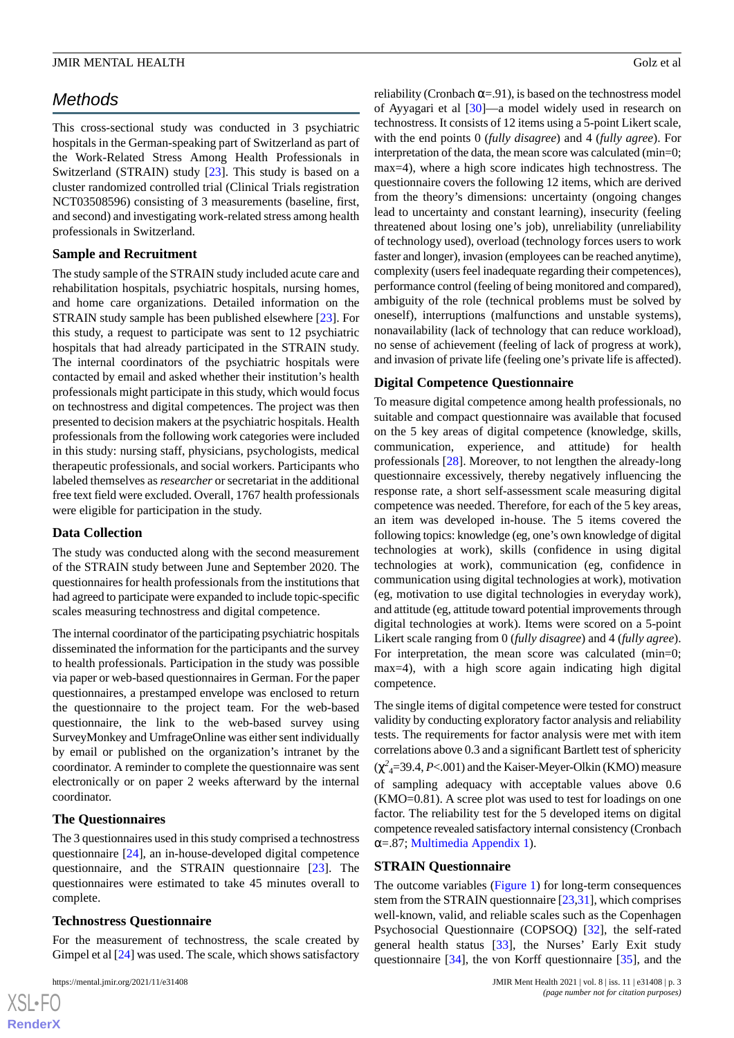## Methods

This cross-sectional study was conducted in 3 psychiatric hospitals in the German-speaking part of Switzerland as part of the Work-Related Stress Among Health Professionals in Switzerland (STRAIN) study [23]. This study is based on a cluster randomized controlled trial (Clinical Trials registration NCT03508596) consisting of 3 measurements (baseline, first, and second) and investigating work-related stress among health professionals in Switzerland.

### Sample and Recruitment

The study sample of the STRAIN study included acute care and rehabilitation hospitals, psychiatric hospitals, nursing homes, and home care organizations. Detailed information on the STRAIN study sample has been published elsewhere [23]. For this study, a request to participate was sent to 12 psychiatric hospitals that had already participated in the STRAIN study. The internal coordinators of the psychiatric hospitals were contacted by email and asked whether their institution's health professionals might participate in this study, which would focus on technostress and digital competences. The project was then presented to decision makers at the psychiatric hospitals. Health professionals from the following work categories were included in this study: nursing staff, physicians, psychologists, medical therapeutic professionals, and social workers. Participants who labeled themselves as *researcher* or secretariat in the additional free text field were excluded. Overall, 1767 health professionals were eligible for participation in the study.

### Data Collection

The study was conducted along with the second measurement of the STRAIN study between June and September 2020. The questionnaires for health professionals from the institutions that had agreed to participate were expanded to include topic-specific scales measuring technostress and digital competence.

The internal coordinator of the participating psychiatric hospitals disseminated the information for the participants and the survey to health professionals. Participation in the study was possible via paper or web-based questionnaires in German. For the paper questionnaires, a prestamped envelope was enclosed to return the questionnaire to the project team. For the web-based questionnaire, the link to the web-based survey using SurveyMonkey and UmfrageOnline was either sent individually by email or published on the organization's intranet by the coordinator. A reminder to complete the questionnaire was sent electronically or on paper 2 weeks afterward by the internal coordinator.

### The Questionnaires

The 3 questionnaires used in this study comprised a technostress questionnaire [24], an in-house-developed digital competence questionnaire, and the STRAIN questionnaire [23]. The questionnaires were estimated to take 45 minutes overall to complete.

### Technostress Questionnaire

For the measurement of technostress, the scale created by Gimpel et al [24] was used. The scale, which shows satisfactory reliability (Cronbach α=.91), is based on the technostress model of Ayyagari et al [30]—a model widely used in research on technostress. It consists of 12 items using a 5-point Likert scale, with the end points 0 (*fully disagree*) and 4 (*fully agree*). For interpretation of the data, the mean score was calculated (min=0; max=4), where a high score indicates high technostress. The questionnaire covers the following 12 items, which are derived from the theory's dimensions: uncertainty (ongoing changes lead to uncertainty and constant learning), insecurity (feeling threatened about losing one's job), unreliability (unreliability of technology used), overload (technology forces users to work faster and longer), invasion (employees can be reached anytime), complexity (users feel inadequate regarding their competences), performance control (feeling of being monitored and compared), ambiguity of the role (technical problems must be solved by oneself), interruptions (malfunctions and unstable systems), nonavailability (lack of technology that can reduce workload), no sense of achievement (feeling of lack of progress at work), and invasion of private life (feeling one's private life is affected).

### Digital Competence Questionnaire

To measure digital competence among health professionals, no suitable and compact questionnaire was available that focused on the 5 key areas of digital competence (knowledge, skills, communication, experience, and attitude) for health professionals [28]. Moreover, to not lengthen the already-long questionnaire excessively, thereby negatively influencing the response rate, a short self-assessment scale measuring digital competence was needed. Therefore, for each of the 5 key areas, an item was developed in-house. The 5 items covered the following topics: knowledge (eg, one's own knowledge of digital technologies at work), skills (confidence in using digital technologies at work), communication (eg, confidence in communication using digital technologies at work), motivation (eg, motivation to use digital technologies in everyday work), and attitude (eg, attitude toward potential improvements through digital technologies at work). Items were scored on a 5-point Likert scale ranging from 0 (*fully disagree*) and 4 (*fully agree*). For interpretation, the mean score was calculated (min=0; max=4), with a high score again indicating high digital competence.

The single items of digital competence were tested for construct validity by conducting exploratory factor analysis and reliability tests. The requirements for factor analysis were met with item correlations above 0.3 and a significant Bartlett test of sphericity ($\chi^2_4$=39.4, *P*<.001) and the Kaiser-Meyer-Olkin (KMO) measure of sampling adequacy with acceptable values above 0.6 (KMO=0.81). A scree plot was used to test for loadings on one factor. The reliability test for the 5 developed items on digital competence revealed satisfactory internal consistency (Cronbach α=.87; Multimedia Appendix 1).

### STRAIN Questionnaire

The outcome variables (Figure 1) for long-term consequences stem from the STRAIN questionnaire [23,31], which comprises well-known, valid, and reliable scales such as the Copenhagen Psychosocial Questionnaire (COPSOQ) [32], the self-rated general health status [33], the Nurses' Early Exit study questionnaire [34], the von Korff questionnaire [35], and the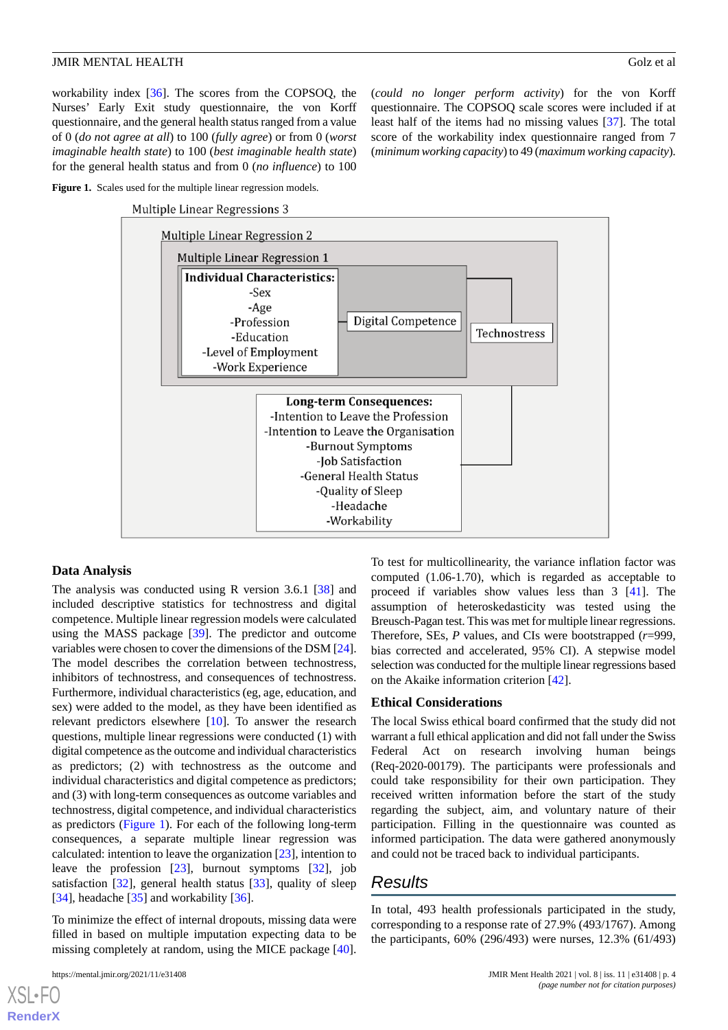workability index [36]. The scores from the COPSOQ, the Nurses' Early Exit study questionnaire, the von Korff questionnaire, and the general health status ranged from a value of 0 (*do not agree at all*) to 100 (*fully agree*) or from 0 (*worst imaginable health state*) to 100 (*best imaginable health state*) for the general health status and from 0 (*no influence*) to 100 (*could no longer perform activity*) for the von Korff questionnaire. The COPSOQ scale scores were included if at least half of the items had no missing values [37]. The total score of the workability index questionnaire ranged from 7 (*minimum working capacity*) to 49 (*maximum working capacity*).

**Figure 1.** Scales used for the multiple linear regression models.

Multiple Linear Regressions 3

Multiple Linear Regression 2

Multiple Linear Regression 1

**Individual Characteristics:**
- Sex
- Age
- Profession
- Education
- Level of Employment
- Work Experience

Digital Competence

Technostress

**Long-term Consequences:**
- Intention to Leave the Profession
- Intention to Leave the Organisation
- Burnout Symptoms
- Job Satisfaction
- General Health Status
- Quality of Sleep
- Headache
- Workability

## Data Analysis

The analysis was conducted using R version 3.6.1 [38] and included descriptive statistics for technostress and digital competence. Multiple linear regression models were calculated using the MASS package [39]. The predictor and outcome variables were chosen to cover the dimensions of the DSM [24]. The model describes the correlation between technostress, inhibitors of technostress, and consequences of technostress. Furthermore, individual characteristics (eg, age, education, and sex) were added to the model, as they have been identified as relevant predictors elsewhere [10]. To answer the research questions, multiple linear regressions were conducted (1) with digital competence as the outcome and individual characteristics as predictors; (2) with technostress as the outcome and individual characteristics and digital competence as predictors; and (3) with long-term consequences as outcome variables and technostress, digital competence, and individual characteristics as predictors (Figure 1). For each of the following long-term consequences, a separate multiple linear regression was calculated: intention to leave the organization [23], intention to leave the profession [23], burnout symptoms [32], job satisfaction [32], general health status [33], quality of sleep [34], headache [35] and workability [36].

To minimize the effect of internal dropouts, missing data were filled in based on multiple imputation expecting data to be missing completely at random, using the MICE package [40].

To test for multicollinearity, the variance inflation factor was computed (1.06-1.70), which is regarded as acceptable to proceed if variables show values less than 3 [41]. The assumption of heteroskedasticity was tested using the Breusch-Pagan test. This was met for multiple linear regressions. Therefore, SEs, *P* values, and CIs were bootstrapped ($r$=999, bias corrected and accelerated, 95% CI). A stepwise model selection was conducted for the multiple linear regressions based on the Akaike information criterion [42].

## Ethical Considerations

The local Swiss ethical board confirmed that the study did not warrant a full ethical application and did not fall under the Swiss Federal Act on research involving human beings (Req-2020-00179). The participants were professionals and could take responsibility for their own participation. They received written information before the start of the study regarding the subject, aim, and voluntary nature of their participation. Filling in the questionnaire was counted as informed participation. The data were gathered anonymously and could not be traced back to individual participants.

# Results

In total, 493 health professionals participated in the study, corresponding to a response rate of 27.9% (493/1767). Among the participants, 60% (296/493) were nurses, 12.3% (61/493)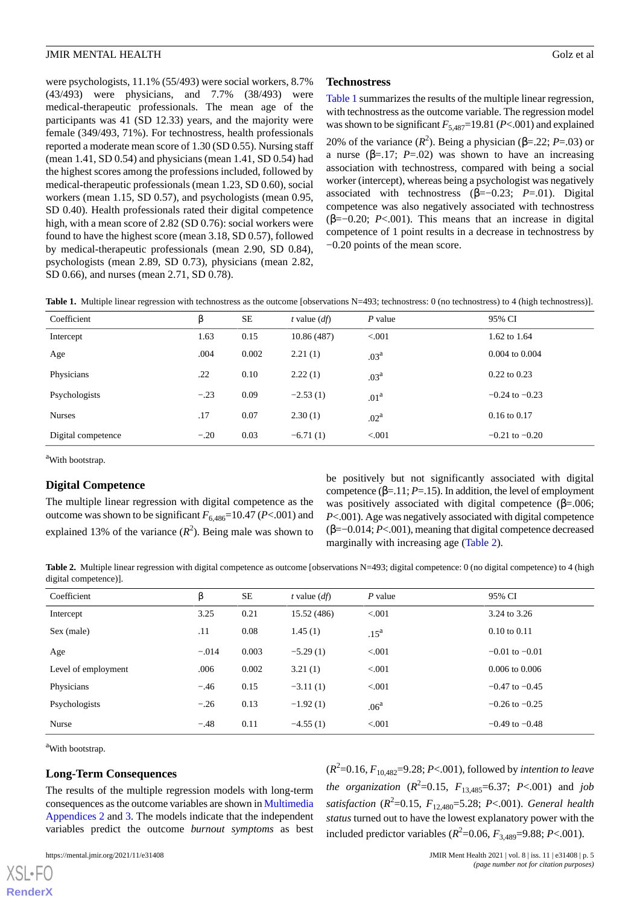were psychologists, 11.1% (55/493) were social workers, 8.7% (43/493) were physicians, and 7.7% (38/493) were medical-therapeutic professionals. The mean age of the participants was 41 (SD 12.33) years, and the majority were female (349/493, 71%). For technostress, health professionals reported a moderate mean score of 1.30 (SD 0.55). Nursing staff (mean 1.41, SD 0.54) and physicians (mean 1.41, SD 0.54) had the highest scores among the professions included, followed by medical-therapeutic professionals (mean 1.23, SD 0.60), social workers (mean 1.15, SD 0.57), and psychologists (mean 0.95, SD 0.40). Health professionals rated their digital competence high, with a mean score of 2.82 (SD 0.76): social workers were found to have the highest score (mean 3.18, SD 0.57), followed by medical-therapeutic professionals (mean 2.90, SD 0.84), psychologists (mean 2.89, SD 0.73), physicians (mean 2.82, SD 0.66), and nurses (mean 2.71, SD 0.78).

## Technostress

Table 1 summarizes the results of the multiple linear regression, with technostress as the outcome variable. The regression model was shown to be significant $F_{5,487}$=19.81 ($P$<.001) and explained 20% of the variance ($R^2$). Being a physician (β=.22; $P$=.03) or a nurse (β=.17; $P$=.02) was shown to have an increasing association with technostress, compared with being a social worker (intercept), whereas being a psychologist was negatively associated with technostress (β=−0.23; $P$=.01). Digital competence was also negatively associated with technostress (β=−0.20; $P$<.001). This means that an increase in digital competence of 1 point results in a decrease in technostress by −0.20 points of the mean score.

**Table 1.** Multiple linear regression with technostress as the outcome [observations N=493; technostress: 0 (no technostress) to 4 (high technostress)].

| Coefficient | β | SE | *t* value (*df*) | *P* value | 95% CI |
|---|---|---|---|---|---|
| Intercept | 1.63 | 0.15 | 10.86 (487) | <.001 | 1.62 to 1.64 |
| Age | .004 | 0.002 | 2.21 (1) | .03[a] | 0.004 to 0.004 |
| Physicians | .22 | 0.10 | 2.22 (1) | .03[a] | 0.22 to 0.23 |
| Psychologists | −.23 | 0.09 | −2.53 (1) | .01[a] | −0.24 to −0.23 |
| Nurses | .17 | 0.07 | 2.30 (1) | .02[a] | 0.16 to 0.17 |
| Digital competence | −.20 | 0.03 | −6.71 (1) | <.001 | −0.21 to −0.20 |

[a]With bootstrap.

## Digital Competence

The multiple linear regression with digital competence as the outcome was shown to be significant $F_{6,486}$=10.47 ($P$<.001) and explained 13% of the variance ($R^2$). Being male was shown to be positively but not significantly associated with digital competence (β=.11; $P$=.15). In addition, the level of employment was positively associated with digital competence (β=.006; $P$<.001). Age was negatively associated with digital competence (β=−0.014; $P$<.001), meaning that digital competence decreased marginally with increasing age (Table 2).

**Table 2.** Multiple linear regression with digital competence as outcome [observations N=493; digital competence: 0 (no digital competence) to 4 (high digital competence)].

| Coefficient | β | SE | *t* value (*df*) | *P* value | 95% CI |
|---|---|---|---|---|---|
| Intercept | 3.25 | 0.21 | 15.52 (486) | <.001 | 3.24 to 3.26 |
| Sex (male) | .11 | 0.08 | 1.45 (1) | .15[a] | 0.10 to 0.11 |
| Age | −.014 | 0.003 | −5.29 (1) | <.001 | −0.01 to −0.01 |
| Level of employment | .006 | 0.002 | 3.21 (1) | <.001 | 0.006 to 0.006 |
| Physicians | −.46 | 0.15 | −3.11 (1) | <.001 | −0.47 to −0.45 |
| Psychologists | −.26 | 0.13 | −1.92 (1) | .06[a] | −0.26 to −0.25 |
| Nurse | −.48 | 0.11 | −4.55 (1) | <.001 | −0.49 to −0.48 |

[a]With bootstrap.

## Long-Term Consequences

The results of the multiple regression models with long-term consequences as the outcome variables are shown in Multimedia Appendices 2 and 3. The models indicate that the independent variables predict the outcome *burnout symptoms* as best ($R^2$=0.16, $F_{10,482}$=9.28; $P$<.001), followed by *intention to leave the organization* ($R^2$=0.15, $F_{13,485}$=6.37; $P$<.001) and *job satisfaction* ($R^2$=0.15, $F_{12,480}$=5.28; $P$<.001). *General health status* turned out to have the lowest explanatory power with the included predictor variables ($R^2$=0.06, $F_{3,489}$=9.88; $P$<.001).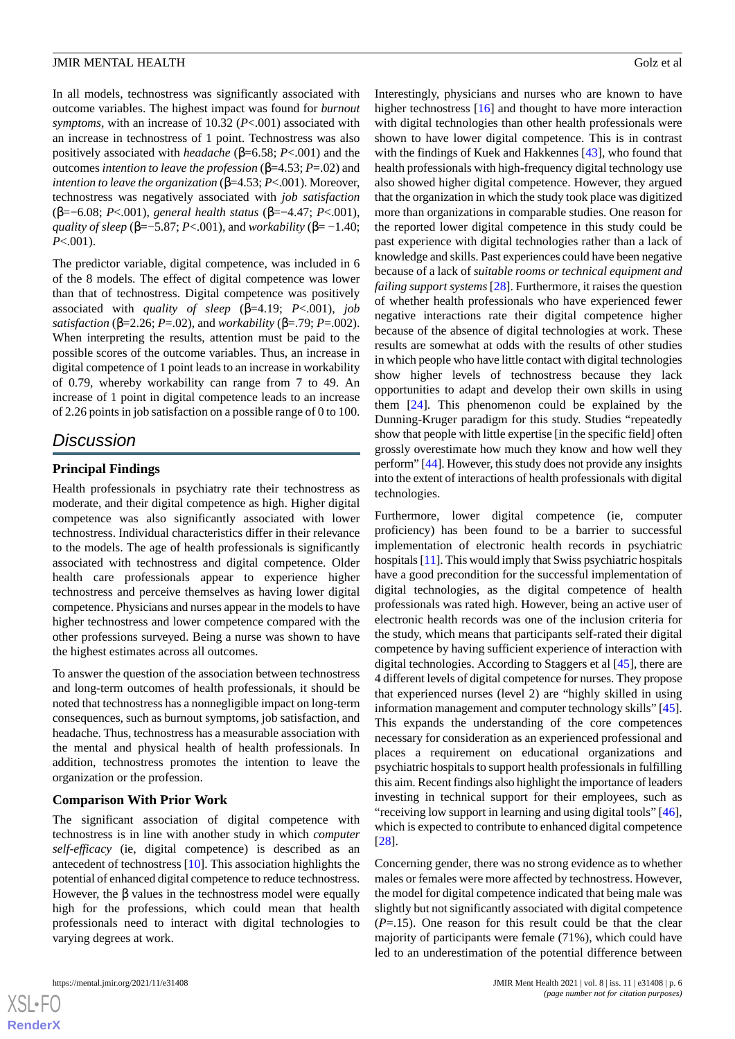In all models, technostress was significantly associated with outcome variables. The highest impact was found for *burnout symptoms*, with an increase of 10.32 ($P$<.001) associated with an increase in technostress of 1 point. Technostress was also positively associated with *headache* (β=6.58; $P$<.001) and the outcomes *intention to leave the profession* (β=4.53; $P$=.02) and *intention to leave the organization* (β=4.53; $P$<.001). Moreover, technostress was negatively associated with *job satisfaction* (β=−6.08; $P$<.001), *general health status* (β=−4.47; $P$<.001), *quality of sleep* (β=−5.87; $P$<.001), and *workability* (β= −1.40; $P$<.001).

The predictor variable, digital competence, was included in 6 of the 8 models. The effect of digital competence was lower than that of technostress. Digital competence was positively associated with *quality of sleep* (β=4.19; $P$<.001), *job satisfaction* (β=2.26; $P$=.02), and *workability* (β=.79; $P$=.002). When interpreting the results, attention must be paid to the possible scores of the outcome variables. Thus, an increase in digital competence of 1 point leads to an increase in workability of 0.79, whereby workability can range from 7 to 49. An increase of 1 point in digital competence leads to an increase of 2.26 points in job satisfaction on a possible range of 0 to 100.

## Discussion

### Principal Findings

Health professionals in psychiatry rate their technostress as moderate, and their digital competence as high. Higher digital competence was also significantly associated with lower technostress. Individual characteristics differ in their relevance to the models. The age of health professionals is significantly associated with technostress and digital competence. Older health care professionals appear to experience higher technostress and perceive themselves as having lower digital competence. Physicians and nurses appear in the models to have higher technostress and lower competence compared with the other professions surveyed. Being a nurse was shown to have the highest estimates across all outcomes.

To answer the question of the association between technostress and long-term outcomes of health professionals, it should be noted that technostress has a nonnegligible impact on long-term consequences, such as burnout symptoms, job satisfaction, and headache. Thus, technostress has a measurable association with the mental and physical health of health professionals. In addition, technostress promotes the intention to leave the organization or the profession.

### Comparison With Prior Work

The significant association of digital competence with technostress is in line with another study in which *computer self-efficacy* (ie, digital competence) is described as an antecedent of technostress [10]. This association highlights the potential of enhanced digital competence to reduce technostress. However, the β values in the technostress model were equally high for the professions, which could mean that health professionals need to interact with digital technologies to varying degrees at work.

Interestingly, physicians and nurses who are known to have higher technostress [16] and thought to have more interaction with digital technologies than other health professionals were shown to have lower digital competence. This is in contrast with the findings of Kuek and Hakkennes [43], who found that health professionals with high-frequency digital technology use also showed higher digital competence. However, they argued that the organization in which the study took place was digitized more than organizations in comparable studies. One reason for the reported lower digital competence in this study could be past experience with digital technologies rather than a lack of knowledge and skills. Past experiences could have been negative because of a lack of *suitable rooms or technical equipment and failing support systems* [28]. Furthermore, it raises the question of whether health professionals who have experienced fewer negative interactions rate their digital competence higher because of the absence of digital technologies at work. These results are somewhat at odds with the results of other studies in which people who have little contact with digital technologies show higher levels of technostress because they lack opportunities to adapt and develop their own skills in using them [24]. This phenomenon could be explained by the Dunning-Kruger paradigm for this study. Studies "repeatedly show that people with little expertise [in the specific field] often grossly overestimate how much they know and how well they perform" [44]. However, this study does not provide any insights into the extent of interactions of health professionals with digital technologies.

Furthermore, lower digital competence (ie, computer proficiency) has been found to be a barrier to successful implementation of electronic health records in psychiatric hospitals [11]. This would imply that Swiss psychiatric hospitals have a good precondition for the successful implementation of digital technologies, as the digital competence of health professionals was rated high. However, being an active user of electronic health records was one of the inclusion criteria for the study, which means that participants self-rated their digital competence by having sufficient experience of interaction with digital technologies. According to Staggers et al [45], there are 4 different levels of digital competence for nurses. They propose that experienced nurses (level 2) are "highly skilled in using information management and computer technology skills" [45]. This expands the understanding of the core competences necessary for consideration as an experienced professional and places a requirement on educational organizations and psychiatric hospitals to support health professionals in fulfilling this aim. Recent findings also highlight the importance of leaders investing in technical support for their employees, such as "receiving low support in learning and using digital tools" [46], which is expected to contribute to enhanced digital competence [28].

Concerning gender, there was no strong evidence as to whether males or females were more affected by technostress. However, the model for digital competence indicated that being male was slightly but not significantly associated with digital competence ($P$=.15). One reason for this result could be that the clear majority of participants were female (71%), which could have led to an underestimation of the potential difference between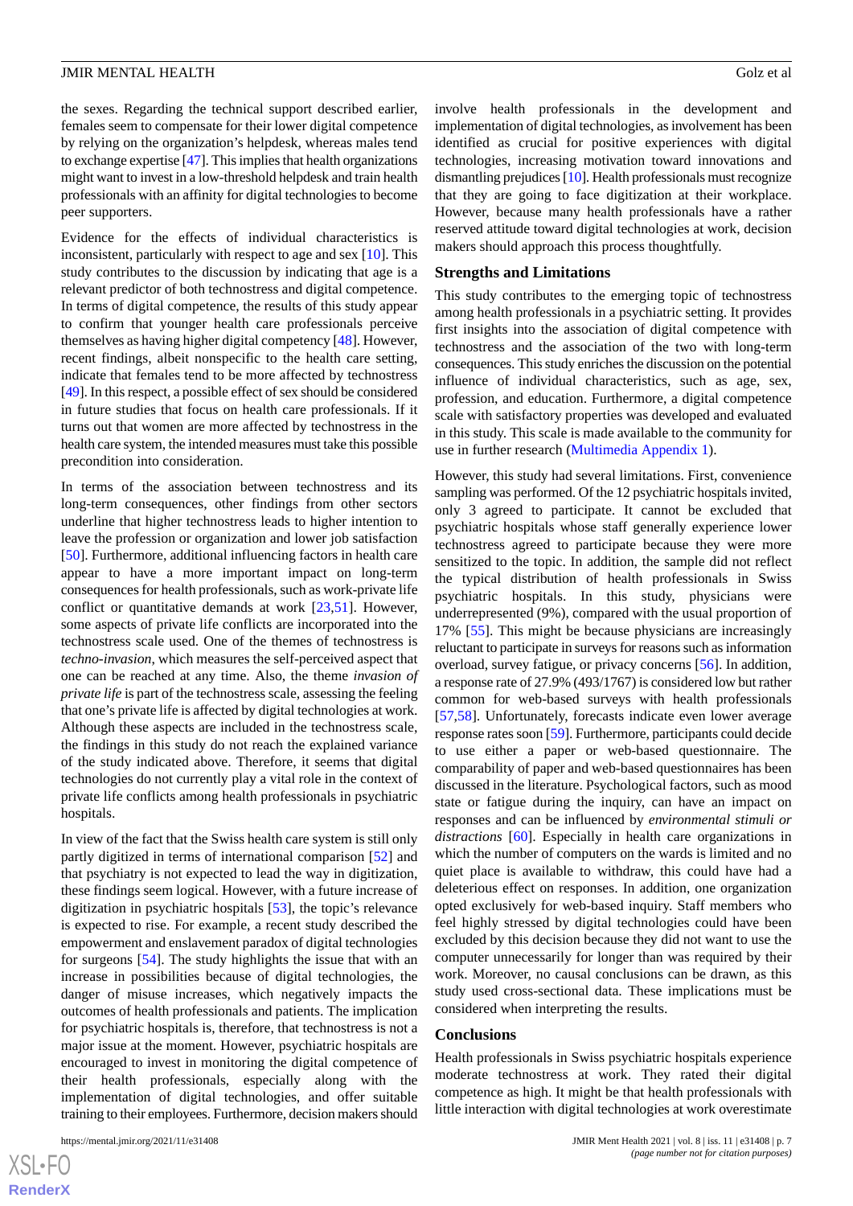the sexes. Regarding the technical support described earlier, females seem to compensate for their lower digital competence by relying on the organization's helpdesk, whereas males tend to exchange expertise [47]. This implies that health organizations might want to invest in a low-threshold helpdesk and train health professionals with an affinity for digital technologies to become peer supporters.

Evidence for the effects of individual characteristics is inconsistent, particularly with respect to age and sex [10]. This study contributes to the discussion by indicating that age is a relevant predictor of both technostress and digital competence. In terms of digital competence, the results of this study appear to confirm that younger health care professionals perceive themselves as having higher digital competency [48]. However, recent findings, albeit nonspecific to the health care setting, indicate that females tend to be more affected by technostress [49]. In this respect, a possible effect of sex should be considered in future studies that focus on health care professionals. If it turns out that women are more affected by technostress in the health care system, the intended measures must take this possible precondition into consideration.

In terms of the association between technostress and its long-term consequences, other findings from other sectors underline that higher technostress leads to higher intention to leave the profession or organization and lower job satisfaction [50]. Furthermore, additional influencing factors in health care appear to have a more important impact on long-term consequences for health professionals, such as work-private life conflict or quantitative demands at work [23,51]. However, some aspects of private life conflicts are incorporated into the technostress scale used. One of the themes of technostress is *techno-invasion*, which measures the self-perceived aspect that one can be reached at any time. Also, the theme *invasion of private life* is part of the technostress scale, assessing the feeling that one's private life is affected by digital technologies at work. Although these aspects are included in the technostress scale, the findings in this study do not reach the explained variance of the study indicated above. Therefore, it seems that digital technologies do not currently play a vital role in the context of private life conflicts among health professionals in psychiatric hospitals.

In view of the fact that the Swiss health care system is still only partly digitized in terms of international comparison [52] and that psychiatry is not expected to lead the way in digitization, these findings seem logical. However, with a future increase of digitization in psychiatric hospitals [53], the topic's relevance is expected to rise. For example, a recent study described the empowerment and enslavement paradox of digital technologies for surgeons [54]. The study highlights the issue that with an increase in possibilities because of digital technologies, the danger of misuse increases, which negatively impacts the outcomes of health professionals and patients. The implication for psychiatric hospitals is, therefore, that technostress is not a major issue at the moment. However, psychiatric hospitals are encouraged to invest in monitoring the digital competence of their health professionals, especially along with the implementation of digital technologies, and offer suitable training to their employees. Furthermore, decision makers should involve health professionals in the development and implementation of digital technologies, as involvement has been identified as crucial for positive experiences with digital technologies, increasing motivation toward innovations and dismantling prejudices [10]. Health professionals must recognize that they are going to face digitization at their workplace. However, because many health professionals have a rather reserved attitude toward digital technologies at work, decision makers should approach this process thoughtfully.

## Strengths and Limitations

This study contributes to the emerging topic of technostress among health professionals in a psychiatric setting. It provides first insights into the association of digital competence with technostress and the association of the two with long-term consequences. This study enriches the discussion on the potential influence of individual characteristics, such as age, sex, profession, and education. Furthermore, a digital competence scale with satisfactory properties was developed and evaluated in this study. This scale is made available to the community for use in further research (Multimedia Appendix 1).

However, this study had several limitations. First, convenience sampling was performed. Of the 12 psychiatric hospitals invited, only 3 agreed to participate. It cannot be excluded that psychiatric hospitals whose staff generally experience lower technostress agreed to participate because they were more sensitized to the topic. In addition, the sample did not reflect the typical distribution of health professionals in Swiss psychiatric hospitals. In this study, physicians were underrepresented (9%), compared with the usual proportion of 17% [55]. This might be because physicians are increasingly reluctant to participate in surveys for reasons such as information overload, survey fatigue, or privacy concerns [56]. In addition, a response rate of 27.9% (493/1767) is considered low but rather common for web-based surveys with health professionals [57,58]. Unfortunately, forecasts indicate even lower average response rates soon [59]. Furthermore, participants could decide to use either a paper or web-based questionnaire. The comparability of paper and web-based questionnaires has been discussed in the literature. Psychological factors, such as mood state or fatigue during the inquiry, can have an impact on responses and can be influenced by *environmental stimuli or distractions* [60]. Especially in health care organizations in which the number of computers on the wards is limited and no quiet place is available to withdraw, this could have had a deleterious effect on responses. In addition, one organization opted exclusively for web-based inquiry. Staff members who feel highly stressed by digital technologies could have been excluded by this decision because they did not want to use the computer unnecessarily for longer than was required by their work. Moreover, no causal conclusions can be drawn, as this study used cross-sectional data. These implications must be considered when interpreting the results.

## Conclusions

Health professionals in Swiss psychiatric hospitals experience moderate technostress at work. They rated their digital competence as high. It might be that health professionals with little interaction with digital technologies at work overestimate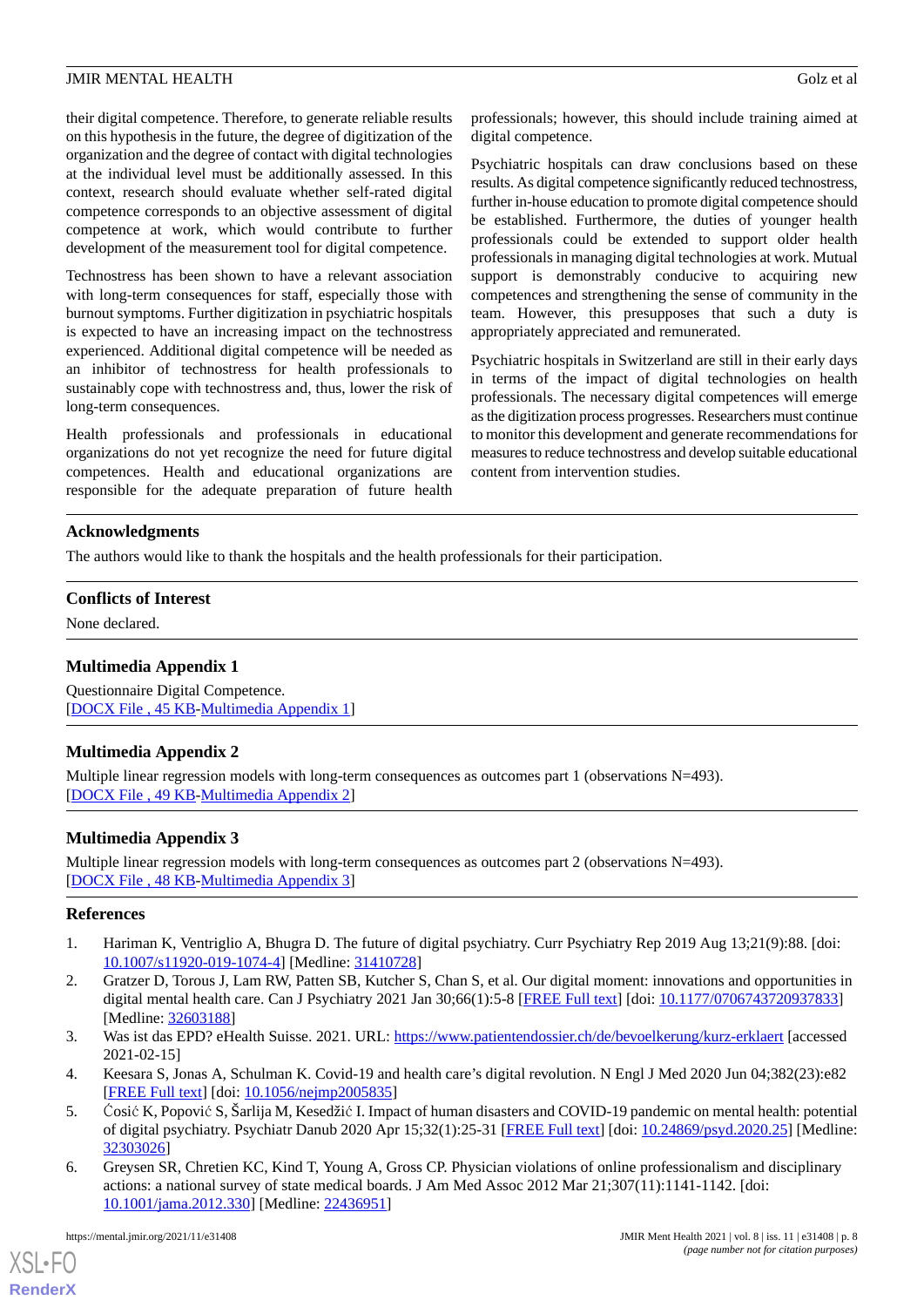their digital competence. Therefore, to generate reliable results on this hypothesis in the future, the degree of digitization of the organization and the degree of contact with digital technologies at the individual level must be additionally assessed. In this context, research should evaluate whether self-rated digital competence corresponds to an objective assessment of digital competence at work, which would contribute to further development of the measurement tool for digital competence.

Technostress has been shown to have a relevant association with long-term consequences for staff, especially those with burnout symptoms. Further digitization in psychiatric hospitals is expected to have an increasing impact on the technostress experienced. Additional digital competence will be needed as an inhibitor of technostress for health professionals to sustainably cope with technostress and, thus, lower the risk of long-term consequences.

Health professionals and professionals in educational organizations do not yet recognize the need for future digital competences. Health and educational organizations are responsible for the adequate preparation of future health professionals; however, this should include training aimed at digital competence.

Psychiatric hospitals can draw conclusions based on these results. As digital competence significantly reduced technostress, further in-house education to promote digital competence should be established. Furthermore, the duties of younger health professionals could be extended to support older health professionals in managing digital technologies at work. Mutual support is demonstrably conducive to acquiring new competences and strengthening the sense of community in the team. However, this presupposes that such a duty is appropriately appreciated and remunerated.

Psychiatric hospitals in Switzerland are still in their early days in terms of the impact of digital technologies on health professionals. The necessary digital competences will emerge as the digitization process progresses. Researchers must continue to monitor this development and generate recommendations for measures to reduce technostress and develop suitable educational content from intervention studies.

## Acknowledgments

The authors would like to thank the hospitals and the health professionals for their participation.

## Conflicts of Interest

None declared.

## Multimedia Appendix 1

Questionnaire Digital Competence.
[DOCX File , 45 KB-Multimedia Appendix 1]

## Multimedia Appendix 2

Multiple linear regression models with long-term consequences as outcomes part 1 (observations N=493).
[DOCX File , 49 KB-Multimedia Appendix 2]

## Multimedia Appendix 3

Multiple linear regression models with long-term consequences as outcomes part 2 (observations N=493).
[DOCX File , 48 KB-Multimedia Appendix 3]

## References

1. Hariman K, Ventriglio A, Bhugra D. The future of digital psychiatry. Curr Psychiatry Rep 2019 Aug 13;21(9):88. [doi: 10.1007/s11920-019-1074-4] [Medline: 31410728]
2. Gratzer D, Torous J, Lam RW, Patten SB, Kutcher S, Chan S, et al. Our digital moment: innovations and opportunities in digital mental health care. Can J Psychiatry 2021 Jan 30;66(1):5-8 [FREE Full text] [doi: 10.1177/0706743720937833] [Medline: 32603188]
3. Was ist das EPD? eHealth Suisse. 2021. URL: https://www.patientendossier.ch/de/bevoelkerung/kurz-erklaert [accessed 2021-02-15]
4. Keesara S, Jonas A, Schulman K. Covid-19 and health care's digital revolution. N Engl J Med 2020 Jun 04;382(23):e82 [FREE Full text] [doi: 10.1056/nejmp2005835]
5. Ćosić K, Popović S, Šarlija M, Kesedžić I. Impact of human disasters and COVID-19 pandemic on mental health: potential of digital psychiatry. Psychiatr Danub 2020 Apr 15;32(1):25-31 [FREE Full text] [doi: 10.24869/psyd.2020.25] [Medline: 32303026]
6. Greysen SR, Chretien KC, Kind T, Young A, Gross CP. Physician violations of online professionalism and disciplinary actions: a national survey of state medical boards. J Am Med Assoc 2012 Mar 21;307(11):1141-1142. [doi: 10.1001/jama.2012.330] [Medline: 22436951]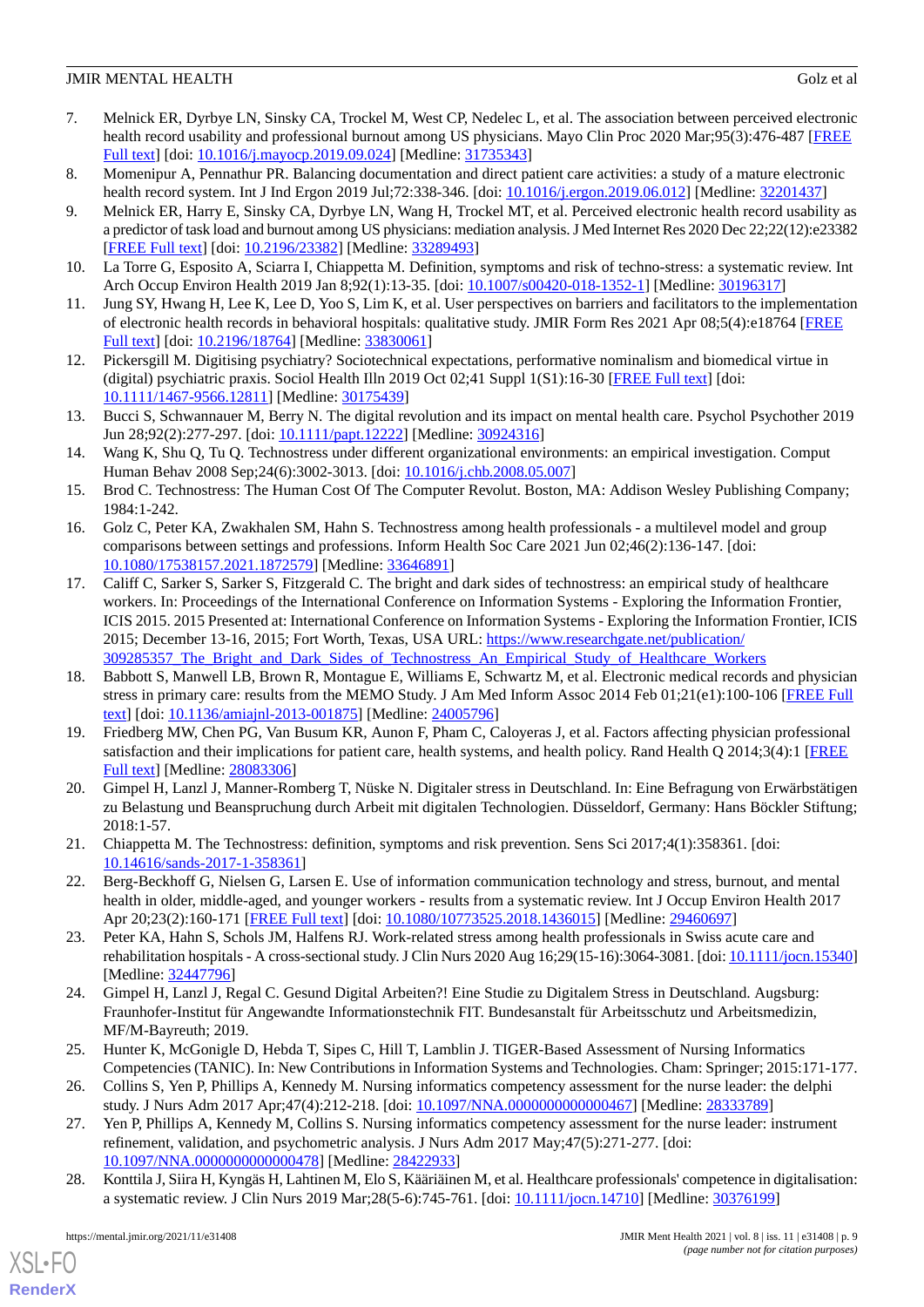7. Melnick ER, Dyrbye LN, Sinsky CA, Trockel M, West CP, Nedelec L, et al. The association between perceived electronic health record usability and professional burnout among US physicians. Mayo Clin Proc 2020 Mar;95(3):476-487 [FREE Full text] [doi: 10.1016/j.mayocp.2019.09.024] [Medline: 31735343]
8. Momenipur A, Pennathur PR. Balancing documentation and direct patient care activities: a study of a mature electronic health record system. Int J Ind Ergon 2019 Jul;72:338-346. [doi: 10.1016/j.ergon.2019.06.012] [Medline: 32201437]
9. Melnick ER, Harry E, Sinsky CA, Dyrbye LN, Wang H, Trockel MT, et al. Perceived electronic health record usability as a predictor of task load and burnout among US physicians: mediation analysis. J Med Internet Res 2020 Dec 22;22(12):e23382 [FREE Full text] [doi: 10.2196/23382] [Medline: 33289493]
10. La Torre G, Esposito A, Sciarra I, Chiappetta M. Definition, symptoms and risk of techno-stress: a systematic review. Int Arch Occup Environ Health 2019 Jan 8;92(1):13-35. [doi: 10.1007/s00420-018-1352-1] [Medline: 30196317]
11. Jung SY, Hwang H, Lee K, Lee D, Yoo S, Lim K, et al. User perspectives on barriers and facilitators to the implementation of electronic health records in behavioral hospitals: qualitative study. JMIR Form Res 2021 Apr 08;5(4):e18764 [FREE Full text] [doi: 10.2196/18764] [Medline: 33830061]
12. Pickersgill M. Digitising psychiatry? Sociotechnical expectations, performative nominalism and biomedical virtue in (digital) psychiatric praxis. Sociol Health Illn 2019 Oct 02;41 Suppl 1(S1):16-30 [FREE Full text] [doi: 10.1111/1467-9566.12811] [Medline: 30175439]
13. Bucci S, Schwannauer M, Berry N. The digital revolution and its impact on mental health care. Psychol Psychother 2019 Jun 28;92(2):277-297. [doi: 10.1111/papt.12222] [Medline: 30924316]
14. Wang K, Shu Q, Tu Q. Technostress under different organizational environments: an empirical investigation. Comput Human Behav 2008 Sep;24(6):3002-3013. [doi: 10.1016/j.chb.2008.05.007]
15. Brod C. Technostress: The Human Cost Of The Computer Revolut. Boston, MA: Addison Wesley Publishing Company; 1984:1-242.
16. Golz C, Peter KA, Zwakhalen SM, Hahn S. Technostress among health professionals - a multilevel model and group comparisons between settings and professions. Inform Health Soc Care 2021 Jun 02;46(2):136-147. [doi: 10.1080/17538157.2021.1872579] [Medline: 33646891]
17. Califf C, Sarker S, Sarker S, Fitzgerald C. The bright and dark sides of technostress: an empirical study of healthcare workers. In: Proceedings of the International Conference on Information Systems - Exploring the Information Frontier, ICIS 2015. 2015 Presented at: International Conference on Information Systems - Exploring the Information Frontier, ICIS 2015; December 13-16, 2015; Fort Worth, Texas, USA URL: https://www.researchgate.net/publication/309285357_The_Bright_and_Dark_Sides_of_Technostress_An_Empirical_Study_of_Healthcare_Workers
18. Babbott S, Manwell LB, Brown R, Montague E, Williams E, Schwartz M, et al. Electronic medical records and physician stress in primary care: results from the MEMO Study. J Am Med Inform Assoc 2014 Feb 01;21(e1):100-106 [FREE Full text] [doi: 10.1136/amiajnl-2013-001875] [Medline: 24005796]
19. Friedberg MW, Chen PG, Van Busum KR, Aunon F, Pham C, Caloyeras J, et al. Factors affecting physician professional satisfaction and their implications for patient care, health systems, and health policy. Rand Health Q 2014;3(4):1 [FREE Full text] [Medline: 28083306]
20. Gimpel H, Lanzl J, Manner-Romberg T, Nüske N. Digitaler stress in Deutschland. In: Eine Befragung von Erwärbstätigen zu Belastung und Beanspruchung durch Arbeit mit digitalen Technologien. Düsseldorf, Germany: Hans Böckler Stiftung; 2018:1-57.
21. Chiappetta M. The Technostress: definition, symptoms and risk prevention. Sens Sci 2017;4(1):358361. [doi: 10.14616/sands-2017-1-358361]
22. Berg-Beckhoff G, Nielsen G, Larsen E. Use of information communication technology and stress, burnout, and mental health in older, middle-aged, and younger workers - results from a systematic review. Int J Occup Environ Health 2017 Apr 20;23(2):160-171 [FREE Full text] [doi: 10.1080/10773525.2018.1436015] [Medline: 29460697]
23. Peter KA, Hahn S, Schols JM, Halfens RJ. Work-related stress among health professionals in Swiss acute care and rehabilitation hospitals - A cross-sectional study. J Clin Nurs 2020 Aug 16;29(15-16):3064-3081. [doi: 10.1111/jocn.15340] [Medline: 32447796]
24. Gimpel H, Lanzl J, Regal C. Gesund Digital Arbeiten?! Eine Studie zu Digitalem Stress in Deutschland. Augsburg: Fraunhofer-Institut für Angewandte Informationstechnik FIT. Bundesanstalt für Arbeitsschutz und Arbeitsmedizin, MF/M-Bayreuth; 2019.
25. Hunter K, McGonigle D, Hebda T, Sipes C, Hill T, Lamblin J. TIGER-Based Assessment of Nursing Informatics Competencies (TANIC). In: New Contributions in Information Systems and Technologies. Cham: Springer; 2015:171-177.
26. Collins S, Yen P, Phillips A, Kennedy M. Nursing informatics competency assessment for the nurse leader: the delphi study. J Nurs Adm 2017 Apr;47(4):212-218. [doi: 10.1097/NNA.0000000000000467] [Medline: 28333789]
27. Yen P, Phillips A, Kennedy M, Collins S. Nursing informatics competency assessment for the nurse leader: instrument refinement, validation, and psychometric analysis. J Nurs Adm 2017 May;47(5):271-277. [doi: 10.1097/NNA.0000000000000478] [Medline: 28422933]
28. Konttila J, Siira H, Kyngäs H, Lahtinen M, Elo S, Kääriäinen M, et al. Healthcare professionals' competence in digitalisation: a systematic review. J Clin Nurs 2019 Mar;28(5-6):745-761. [doi: 10.1111/jocn.14710] [Medline: 30376199]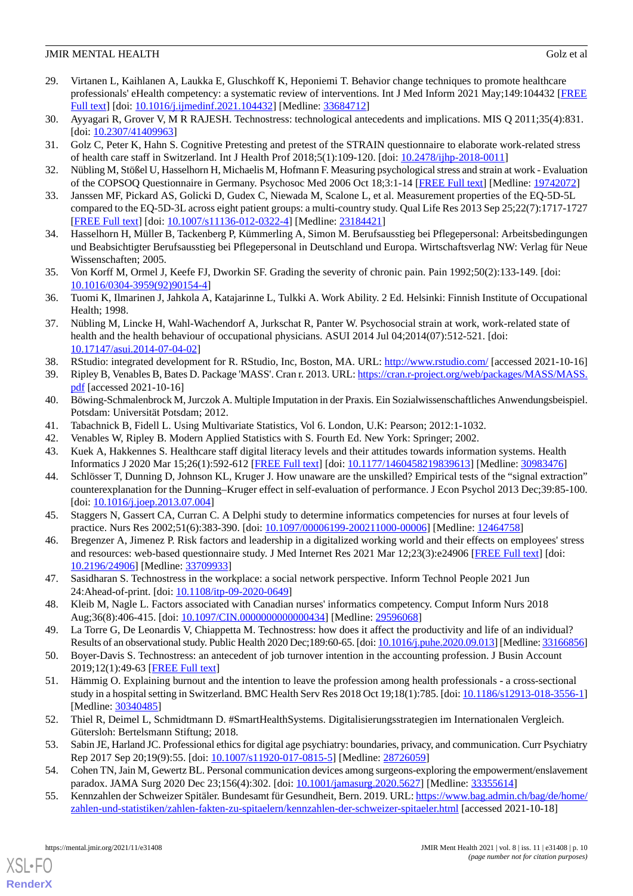29. Virtanen L, Kaihlanen A, Laukka E, Gluschkoff K, Heponiemi T. Behavior change techniques to promote healthcare professionals' eHealth competency: a systematic review of interventions. Int J Med Inform 2021 May;149:104432 [FREE Full text] [doi: 10.1016/j.ijmedinf.2021.104432] [Medline: 33684712]
30. Ayyagari R, Grover V, M R RAJESH. Technostress: technological antecedents and implications. MIS Q 2011;35(4):831. [doi: 10.2307/41409963]
31. Golz C, Peter K, Hahn S. Cognitive Pretesting and pretest of the STRAIN questionnaire to elaborate work-related stress of health care staff in Switzerland. Int J Health Prof 2018;5(1):109-120. [doi: 10.2478/ijhp-2018-0011]
32. Nübling M, Stößel U, Hasselhorn H, Michaelis M, Hofmann F. Measuring psychological stress and strain at work - Evaluation of the COPSOQ Questionnaire in Germany. Psychosoc Med 2006 Oct 18;3:1-14 [FREE Full text] [Medline: 19742072]
33. Janssen MF, Pickard AS, Golicki D, Gudex C, Niewada M, Scalone L, et al. Measurement properties of the EQ-5D-5L compared to the EQ-5D-3L across eight patient groups: a multi-country study. Qual Life Res 2013 Sep 25;22(7):1717-1727 [FREE Full text] [doi: 10.1007/s11136-012-0322-4] [Medline: 23184421]
34. Hasselhorn H, Müller B, Tackenberg P, Kümmerling A, Simon M. Berufsausstieg bei Pflegepersonal: Arbeitsbedingungen und Beabsichtigter Berufsausstieg bei Pflegepersonal in Deutschland und Europa. Wirtschaftsverlag NW: Verlag für Neue Wissenschaften; 2005.
35. Von Korff M, Ormel J, Keefe FJ, Dworkin SF. Grading the severity of chronic pain. Pain 1992;50(2):133-149. [doi: 10.1016/0304-3959(92)90154-4]
36. Tuomi K, Ilmarinen J, Jahkola A, Katajarinne L, Tulkki A. Work Ability. 2 Ed. Helsinki: Finnish Institute of Occupational Health; 1998.
37. Nübling M, Lincke H, Wahl-Wachendorf A, Jurkschat R, Panter W. Psychosocial strain at work, work-related state of health and the health behaviour of occupational physicians. ASUI 2014 Jul 04;2014(07):512-521. [doi: 10.17147/asui.2014-07-04-02]
38. RStudio: integrated development for R. RStudio, Inc, Boston, MA. URL: http://www.rstudio.com/ [accessed 2021-10-16]
39. Ripley B, Venables B, Bates D. Package 'MASS'. Cran r. 2013. URL: https://cran.r-project.org/web/packages/MASS/MASS.pdf [accessed 2021-10-16]
40. Böwing-Schmalenbrock M, Jurczok A. Multiple Imputation in der Praxis. Ein Sozialwissenschaftliches Anwendungsbeispiel. Potsdam: Universität Potsdam; 2012.
41. Tabachnick B, Fidell L. Using Multivariate Statistics, Vol 6. London, U.K: Pearson; 2012:1-1032.
42. Venables W, Ripley B. Modern Applied Statistics with S. Fourth Ed. New York: Springer; 2002.
43. Kuek A, Hakkennes S. Healthcare staff digital literacy levels and their attitudes towards information systems. Health Informatics J 2020 Mar 15;26(1):592-612 [FREE Full text] [doi: 10.1177/1460458219839613] [Medline: 30983476]
44. Schlösser T, Dunning D, Johnson KL, Kruger J. How unaware are the unskilled? Empirical tests of the "signal extraction" counterexplanation for the Dunning–Kruger effect in self-evaluation of performance. J Econ Psychol 2013 Dec;39:85-100. [doi: 10.1016/j.joep.2013.07.004]
45. Staggers N, Gassert CA, Curran C. A Delphi study to determine informatics competencies for nurses at four levels of practice. Nurs Res 2002;51(6):383-390. [doi: 10.1097/00006199-200211000-00006] [Medline: 12464758]
46. Bregenzer A, Jimenez P. Risk factors and leadership in a digitalized working world and their effects on employees' stress and resources: web-based questionnaire study. J Med Internet Res 2021 Mar 12;23(3):e24906 [FREE Full text] [doi: 10.2196/24906] [Medline: 33709933]
47. Sasidharan S. Technostress in the workplace: a social network perspective. Inform Technol People 2021 Jun 24:Ahead-of-print. [doi: 10.1108/itp-09-2020-0649]
48. Kleib M, Nagle L. Factors associated with Canadian nurses' informatics competency. Comput Inform Nurs 2018 Aug;36(8):406-415. [doi: 10.1097/CIN.0000000000000434] [Medline: 29596068]
49. La Torre G, De Leonardis V, Chiappetta M. Technostress: how does it affect the productivity and life of an individual? Results of an observational study. Public Health 2020 Dec;189:60-65. [doi: 10.1016/j.puhe.2020.09.013] [Medline: 33166856]
50. Boyer-Davis S. Technostress: an antecedent of job turnover intention in the accounting profession. J Busin Account 2019;12(1):49-63 [FREE Full text]
51. Hämmig O. Explaining burnout and the intention to leave the profession among health professionals - a cross-sectional study in a hospital setting in Switzerland. BMC Health Serv Res 2018 Oct 19;18(1):785. [doi: 10.1186/s12913-018-3556-1] [Medline: 30340485]
52. Thiel R, Deimel L, Schmidtmann D. #SmartHealthSystems. Digitalisierungsstrategien im Internationalen Vergleich. Gütersloh: Bertelsmann Stiftung; 2018.
53. Sabin JE, Harland JC. Professional ethics for digital age psychiatry: boundaries, privacy, and communication. Curr Psychiatry Rep 2017 Sep 20;19(9):55. [doi: 10.1007/s11920-017-0815-5] [Medline: 28726059]
54. Cohen TN, Jain M, Gewertz BL. Personal communication devices among surgeons-exploring the empowerment/enslavement paradox. JAMA Surg 2020 Dec 23;156(4):302. [doi: 10.1001/jamasurg.2020.5627] [Medline: 33355614]
55. Kennzahlen der Schweizer Spitäler. Bundesamt für Gesundheit, Bern. 2019. URL: https://www.bag.admin.ch/bag/de/home/zahlen-und-statistiken/zahlen-fakten-zu-spitaelern/kennzahlen-der-schweizer-spitaeler.html [accessed 2021-10-18]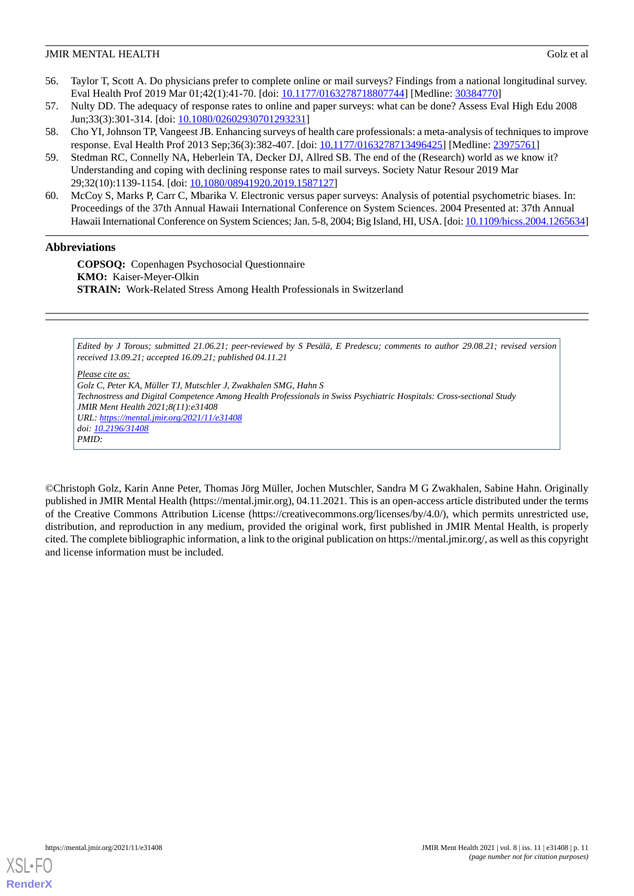56. Taylor T, Scott A. Do physicians prefer to complete online or mail surveys? Findings from a national longitudinal survey. Eval Health Prof 2019 Mar 01;42(1):41-70. [doi: 10.1177/0163278718807744] [Medline: 30384770]
57. Nulty DD. The adequacy of response rates to online and paper surveys: what can be done? Assess Eval High Edu 2008 Jun;33(3):301-314. [doi: 10.1080/02602930701293231]
58. Cho YI, Johnson TP, Vangeest JB. Enhancing surveys of health care professionals: a meta-analysis of techniques to improve response. Eval Health Prof 2013 Sep;36(3):382-407. [doi: 10.1177/0163278713496425] [Medline: 23975761]
59. Stedman RC, Connelly NA, Heberlein TA, Decker DJ, Allred SB. The end of the (Research) world as we know it? Understanding and coping with declining response rates to mail surveys. Society Natur Resour 2019 Mar 29;32(10):1139-1154. [doi: 10.1080/08941920.2019.1587127]
60. McCoy S, Marks P, Carr C, Mbarika V. Electronic versus paper surveys: Analysis of potential psychometric biases. In: Proceedings of the 37th Annual Hawaii International Conference on System Sciences. 2004 Presented at: 37th Annual Hawaii International Conference on System Sciences; Jan. 5-8, 2004; Big Island, HI, USA. [doi: 10.1109/hicss.2004.1265634]

## Abbreviations

**COPSOQ:** Copenhagen Psychosocial Questionnaire
**KMO:** Kaiser-Meyer-Olkin
**STRAIN:** Work-Related Stress Among Health Professionals in Switzerland

*Edited by J Torous; submitted 21.06.21; peer-reviewed by S Pesälä, E Predescu; comments to author 29.08.21; revised version received 13.09.21; accepted 16.09.21; published 04.11.21*

*Please cite as:*
*Golz C, Peter KA, Müller TJ, Mutschler J, Zwakhalen SMG, Hahn S*
*Technostress and Digital Competence Among Health Professionals in Swiss Psychiatric Hospitals: Cross-sectional Study*
*JMIR Ment Health 2021;8(11):e31408*
*URL: https://mental.jmir.org/2021/11/e31408*
*doi: 10.2196/31408*
*PMID:*

©Christoph Golz, Karin Anne Peter, Thomas Jörg Müller, Jochen Mutschler, Sandra M G Zwakhalen, Sabine Hahn. Originally published in JMIR Mental Health (https://mental.jmir.org), 04.11.2021. This is an open-access article distributed under the terms of the Creative Commons Attribution License (https://creativecommons.org/licenses/by/4.0/), which permits unrestricted use, distribution, and reproduction in any medium, provided the original work, first published in JMIR Mental Health, is properly cited. The complete bibliographic information, a link to the original publication on https://mental.jmir.org/, as well as this copyright and license information must be included.